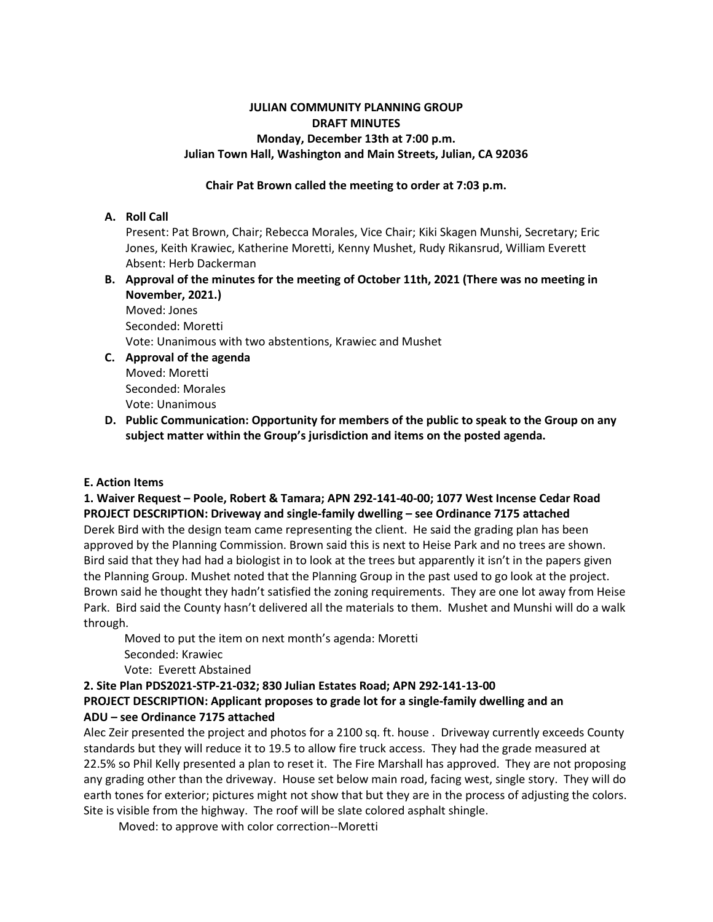**JULIAN COMMUNITY PLANNING GROUP**
**DRAFT MINUTES**
**Monday, December 13th at 7:00 p.m.**
**Julian Town Hall, Washington and Main Streets, Julian, CA 92036**

**Chair Pat Brown called the meeting to order at 7:03 p.m.**

**A. Roll Call**
Present: Pat Brown, Chair; Rebecca Morales, Vice Chair; Kiki Skagen Munshi, Secretary; Eric Jones, Keith Krawiec, Katherine Moretti, Kenny Mushet, Rudy Rikansrud, William Everett
Absent: Herb Dackerman

**B. Approval of the minutes for the meeting of October 11th, 2021 (There was no meeting in November, 2021.)**
Moved: Jones
Seconded: Moretti
Vote: Unanimous with two abstentions, Krawiec and Mushet

**C. Approval of the agenda**
Moved: Moretti
Seconded: Morales
Vote: Unanimous

**D. Public Communication: Opportunity for members of the public to speak to the Group on any subject matter within the Group's jurisdiction and items on the posted agenda.**

**E. Action Items**

**1. Waiver Request – Poole, Robert & Tamara; APN 292-141-40-00; 1077 West Incense Cedar Road**
**PROJECT DESCRIPTION: Driveway and single-family dwelling – see Ordinance 7175 attached**

Derek Bird with the design team came representing the client. He said the grading plan has been approved by the Planning Commission. Brown said this is next to Heise Park and no trees are shown. Bird said that they had had a biologist in to look at the trees but apparently it isn't in the papers given the Planning Group. Mushet noted that the Planning Group in the past used to go look at the project. Brown said he thought they hadn't satisfied the zoning requirements. They are one lot away from Heise Park. Bird said the County hasn't delivered all the materials to them. Mushet and Munshi will do a walk through.

Moved to put the item on next month's agenda: Moretti
Seconded: Krawiec
Vote: Everett Abstained

**2. Site Plan PDS2021-STP-21-032; 830 Julian Estates Road; APN 292-141-13-00**
**PROJECT DESCRIPTION: Applicant proposes to grade lot for a single-family dwelling and an ADU – see Ordinance 7175 attached**

Alec Zeir presented the project and photos for a 2100 sq. ft. house . Driveway currently exceeds County standards but they will reduce it to 19.5 to allow fire truck access. They had the grade measured at 22.5% so Phil Kelly presented a plan to reset it. The Fire Marshall has approved. They are not proposing any grading other than the driveway. House set below main road, facing west, single story. They will do earth tones for exterior; pictures might not show that but they are in the process of adjusting the colors. Site is visible from the highway. The roof will be slate colored asphalt shingle.

Moved: to approve with color correction--Moretti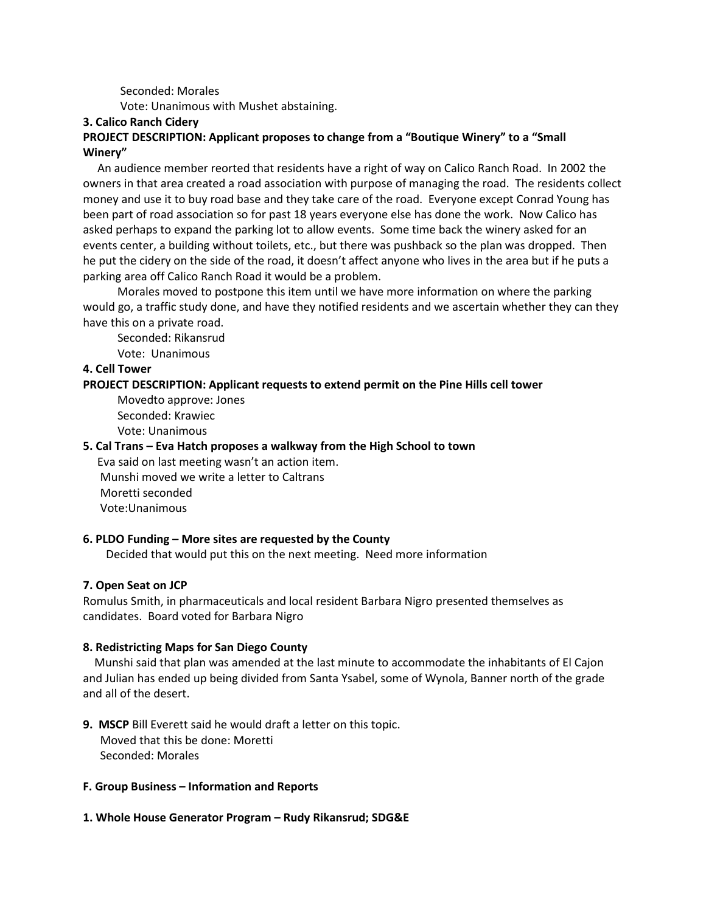Seconded: Morales

Vote: Unanimous with Mushet abstaining.

**3. Calico Ranch Cidery**

**PROJECT DESCRIPTION: Applicant proposes to change from a "Boutique Winery" to a "Small Winery"**

An audience member reorted that residents have a right of way on Calico Ranch Road. In 2002 the owners in that area created a road association with purpose of managing the road. The residents collect money and use it to buy road base and they take care of the road. Everyone except Conrad Young has been part of road association so for past 18 years everyone else has done the work. Now Calico has asked perhaps to expand the parking lot to allow events. Some time back the winery asked for an events center, a building without toilets, etc., but there was pushback so the plan was dropped. Then he put the cidery on the side of the road, it doesn't affect anyone who lives in the area but if he puts a parking area off Calico Ranch Road it would be a problem.

Morales moved to postpone this item until we have more information on where the parking would go, a traffic study done, and have they notified residents and we ascertain whether they can they have this on a private road.

Seconded: Rikansrud

Vote: Unanimous

**4. Cell Tower**

**PROJECT DESCRIPTION: Applicant requests to extend permit on the Pine Hills cell tower**

Movedto approve: Jones

Seconded: Krawiec

Vote: Unanimous

**5. Cal Trans – Eva Hatch proposes a walkway from the High School to town**

Eva said on last meeting wasn't an action item.

Munshi moved we write a letter to Caltrans

Moretti seconded

Vote:Unanimous

**6. PLDO Funding – More sites are requested by the County**

Decided that would put this on the next meeting. Need more information

**7. Open Seat on JCP**

Romulus Smith, in pharmaceuticals and local resident Barbara Nigro presented themselves as candidates. Board voted for Barbara Nigro

**8. Redistricting Maps for San Diego County**

Munshi said that plan was amended at the last minute to accommodate the inhabitants of El Cajon and Julian has ended up being divided from Santa Ysabel, some of Wynola, Banner north of the grade and all of the desert.

**9. MSCP** Bill Everett said he would draft a letter on this topic.

Moved that this be done: Moretti

Seconded: Morales

**F. Group Business – Information and Reports**

**1. Whole House Generator Program – Rudy Rikansrud; SDG&E**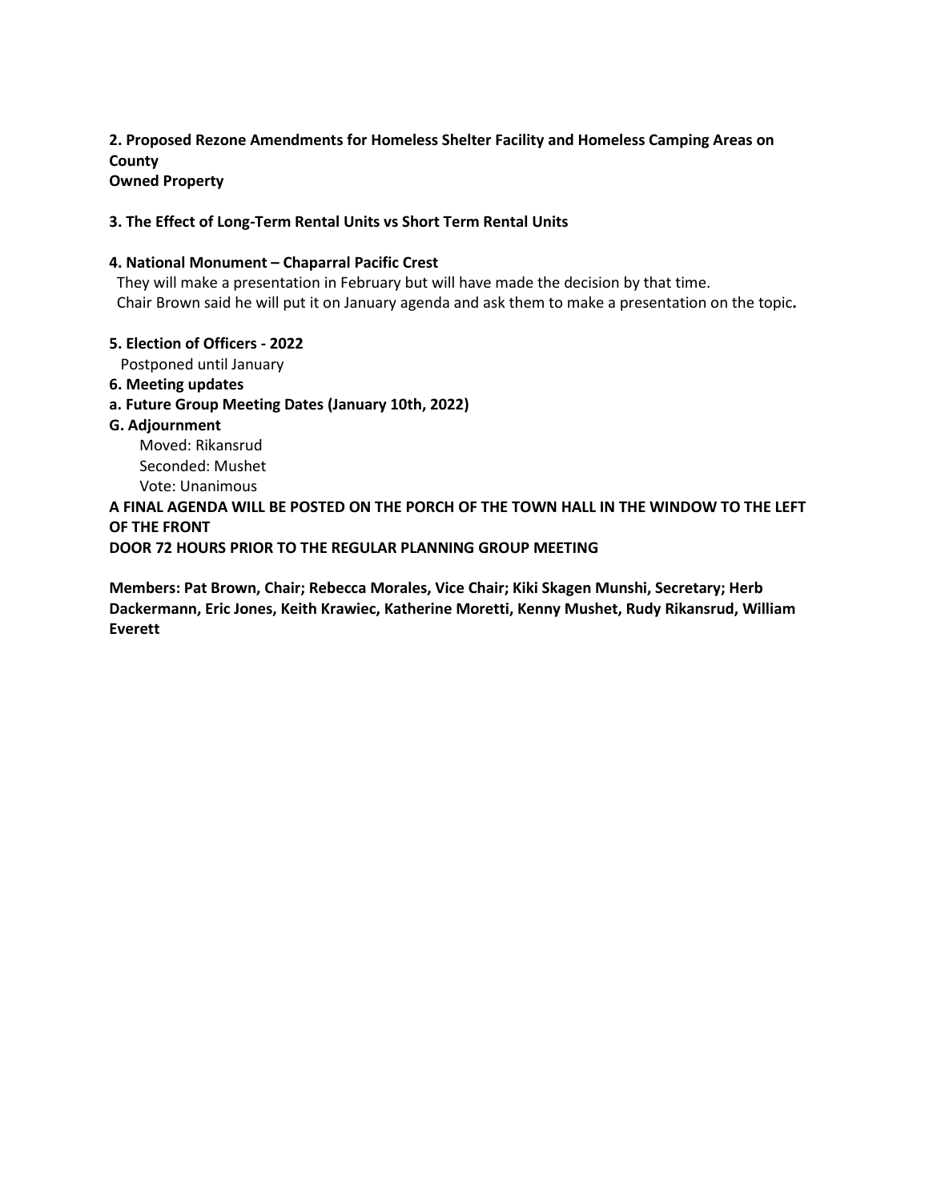**2. Proposed Rezone Amendments for Homeless Shelter Facility and Homeless Camping Areas on County Owned Property**

**3. The Effect of Long-Term Rental Units vs Short Term Rental Units**

**4. National Monument – Chaparral Pacific Crest**

They will make a presentation in February but will have made the decision by that time.
Chair Brown said he will put it on January agenda and ask them to make a presentation on the topic.

**5. Election of Officers - 2022**

Postponed until January

**6. Meeting updates**

**a. Future Group Meeting Dates (January 10th, 2022)**

**G. Adjournment**

Moved: Rikansrud
Seconded: Mushet
Vote: Unanimous

**A FINAL AGENDA WILL BE POSTED ON THE PORCH OF THE TOWN HALL IN THE WINDOW TO THE LEFT OF THE FRONT DOOR 72 HOURS PRIOR TO THE REGULAR PLANNING GROUP MEETING**

**Members: Pat Brown, Chair; Rebecca Morales, Vice Chair; Kiki Skagen Munshi, Secretary; Herb Dackermann, Eric Jones, Keith Krawiec, Katherine Moretti, Kenny Mushet, Rudy Rikansrud, William Everett**